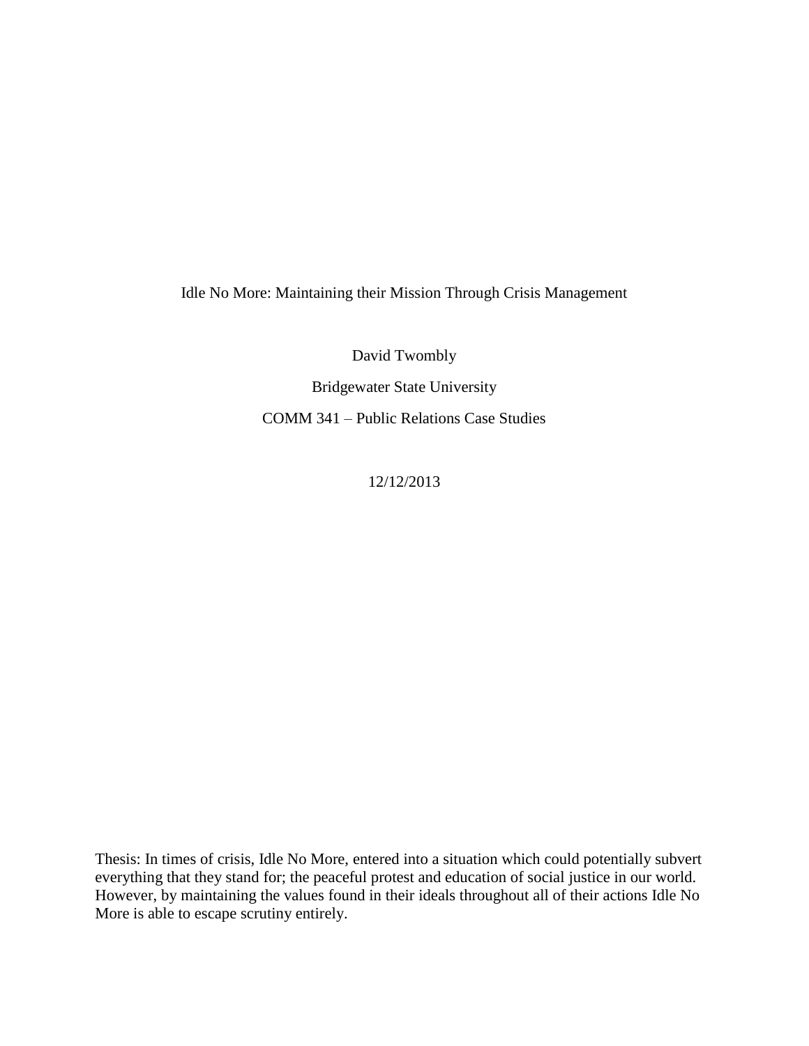# Idle No More: Maintaining their Mission Through Crisis Management

David Twombly

Bridgewater State University

COMM 341 – Public Relations Case Studies

12/12/2013

Thesis: In times of crisis, Idle No More, entered into a situation which could potentially subvert everything that they stand for; the peaceful protest and education of social justice in our world. However, by maintaining the values found in their ideals throughout all of their actions Idle No More is able to escape scrutiny entirely.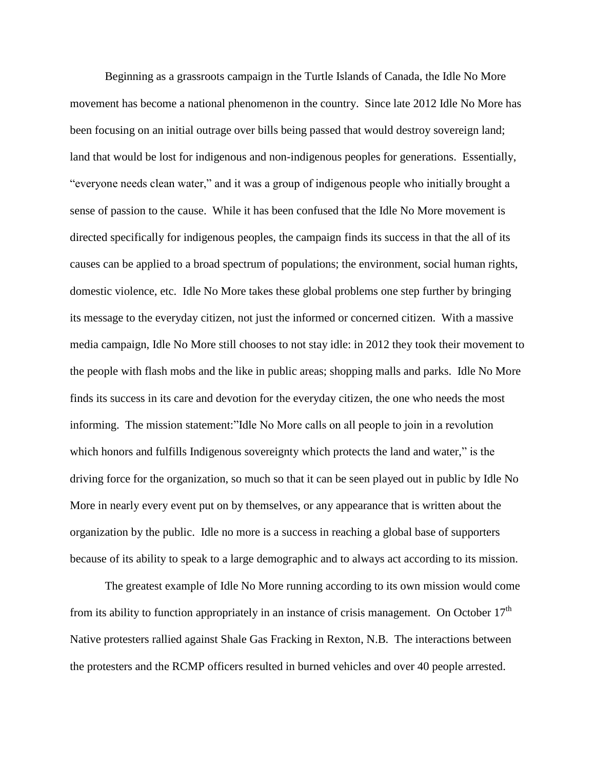Beginning as a grassroots campaign in the Turtle Islands of Canada, the Idle No More movement has become a national phenomenon in the country. Since late 2012 Idle No More has been focusing on an initial outrage over bills being passed that would destroy sovereign land; land that would be lost for indigenous and non-indigenous peoples for generations. Essentially, "everyone needs clean water," and it was a group of indigenous people who initially brought a sense of passion to the cause. While it has been confused that the Idle No More movement is directed specifically for indigenous peoples, the campaign finds its success in that the all of its causes can be applied to a broad spectrum of populations; the environment, social human rights, domestic violence, etc. Idle No More takes these global problems one step further by bringing its message to the everyday citizen, not just the informed or concerned citizen. With a massive media campaign, Idle No More still chooses to not stay idle: in 2012 they took their movement to the people with flash mobs and the like in public areas; shopping malls and parks. Idle No More finds its success in its care and devotion for the everyday citizen, the one who needs the most informing. The mission statement:"Idle No More calls on all people to join in a revolution which honors and fulfills Indigenous sovereignty which protects the land and water," is the driving force for the organization, so much so that it can be seen played out in public by Idle No More in nearly every event put on by themselves, or any appearance that is written about the organization by the public. Idle no more is a success in reaching a global base of supporters because of its ability to speak to a large demographic and to always act according to its mission.

The greatest example of Idle No More running according to its own mission would come from its ability to function appropriately in an instance of crisis management. On October 17th Native protesters rallied against Shale Gas Fracking in Rexton, N.B. The interactions between the protesters and the RCMP officers resulted in burned vehicles and over 40 people arrested.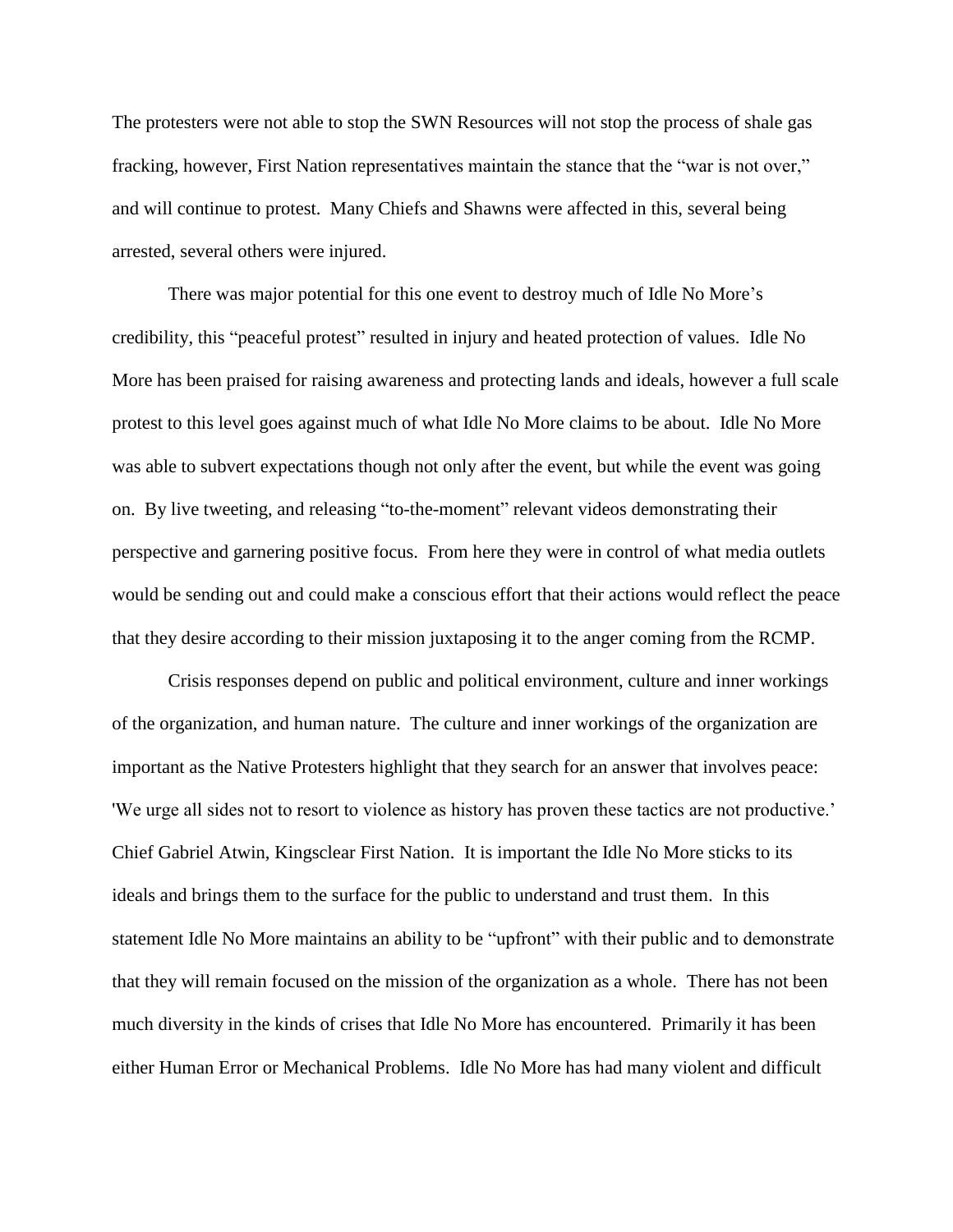The protesters were not able to stop the SWN Resources will not stop the process of shale gas fracking, however, First Nation representatives maintain the stance that the "war is not over," and will continue to protest. Many Chiefs and Shawns were affected in this, several being arrested, several others were injured.

There was major potential for this one event to destroy much of Idle No More's credibility, this "peaceful protest" resulted in injury and heated protection of values. Idle No More has been praised for raising awareness and protecting lands and ideals, however a full scale protest to this level goes against much of what Idle No More claims to be about. Idle No More was able to subvert expectations though not only after the event, but while the event was going on. By live tweeting, and releasing "to-the-moment" relevant videos demonstrating their perspective and garnering positive focus. From here they were in control of what media outlets would be sending out and could make a conscious effort that their actions would reflect the peace that they desire according to their mission juxtaposing it to the anger coming from the RCMP.

Crisis responses depend on public and political environment, culture and inner workings of the organization, and human nature. The culture and inner workings of the organization are important as the Native Protesters highlight that they search for an answer that involves peace: 'We urge all sides not to resort to violence as history has proven these tactics are not productive.' Chief Gabriel Atwin, Kingsclear First Nation. It is important the Idle No More sticks to its ideals and brings them to the surface for the public to understand and trust them. In this statement Idle No More maintains an ability to be "upfront" with their public and to demonstrate that they will remain focused on the mission of the organization as a whole. There has not been much diversity in the kinds of crises that Idle No More has encountered. Primarily it has been either Human Error or Mechanical Problems. Idle No More has had many violent and difficult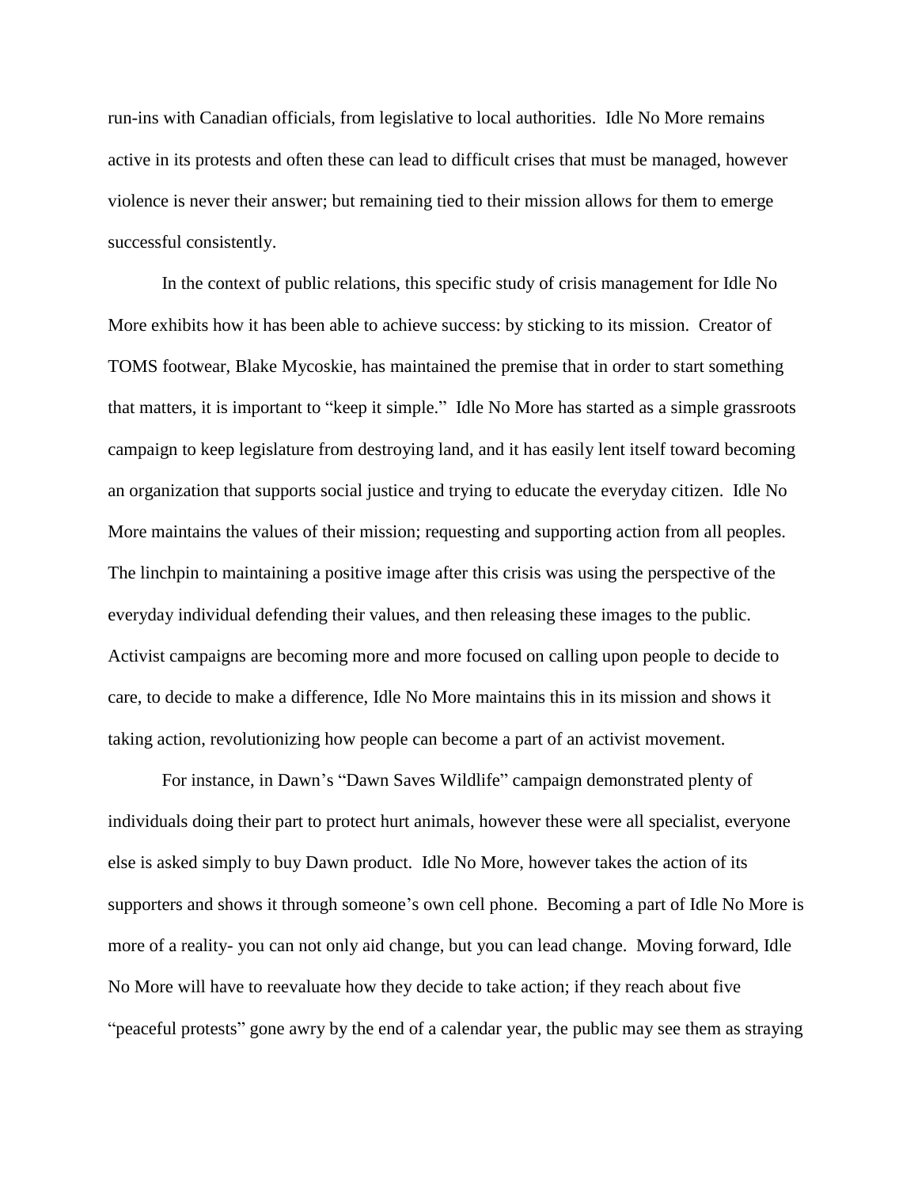run-ins with Canadian officials, from legislative to local authorities. Idle No More remains active in its protests and often these can lead to difficult crises that must be managed, however violence is never their answer; but remaining tied to their mission allows for them to emerge successful consistently.

In the context of public relations, this specific study of crisis management for Idle No More exhibits how it has been able to achieve success: by sticking to its mission. Creator of TOMS footwear, Blake Mycoskie, has maintained the premise that in order to start something that matters, it is important to "keep it simple." Idle No More has started as a simple grassroots campaign to keep legislature from destroying land, and it has easily lent itself toward becoming an organization that supports social justice and trying to educate the everyday citizen. Idle No More maintains the values of their mission; requesting and supporting action from all peoples. The linchpin to maintaining a positive image after this crisis was using the perspective of the everyday individual defending their values, and then releasing these images to the public. Activist campaigns are becoming more and more focused on calling upon people to decide to care, to decide to make a difference, Idle No More maintains this in its mission and shows it taking action, revolutionizing how people can become a part of an activist movement.

For instance, in Dawn's "Dawn Saves Wildlife" campaign demonstrated plenty of individuals doing their part to protect hurt animals, however these were all specialist, everyone else is asked simply to buy Dawn product. Idle No More, however takes the action of its supporters and shows it through someone's own cell phone. Becoming a part of Idle No More is more of a reality- you can not only aid change, but you can lead change. Moving forward, Idle No More will have to reevaluate how they decide to take action; if they reach about five "peaceful protests" gone awry by the end of a calendar year, the public may see them as straying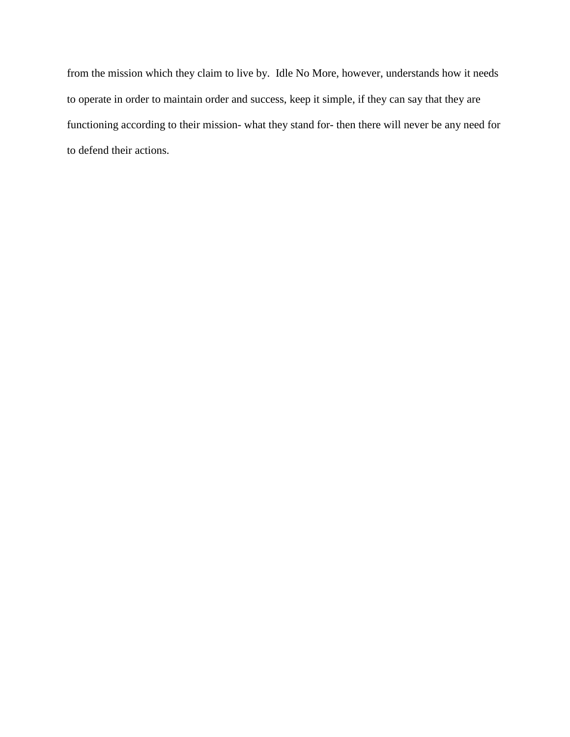from the mission which they claim to live by. Idle No More, however, understands how it needs to operate in order to maintain order and success, keep it simple, if they can say that they are functioning according to their mission- what they stand for- then there will never be any need for to defend their actions.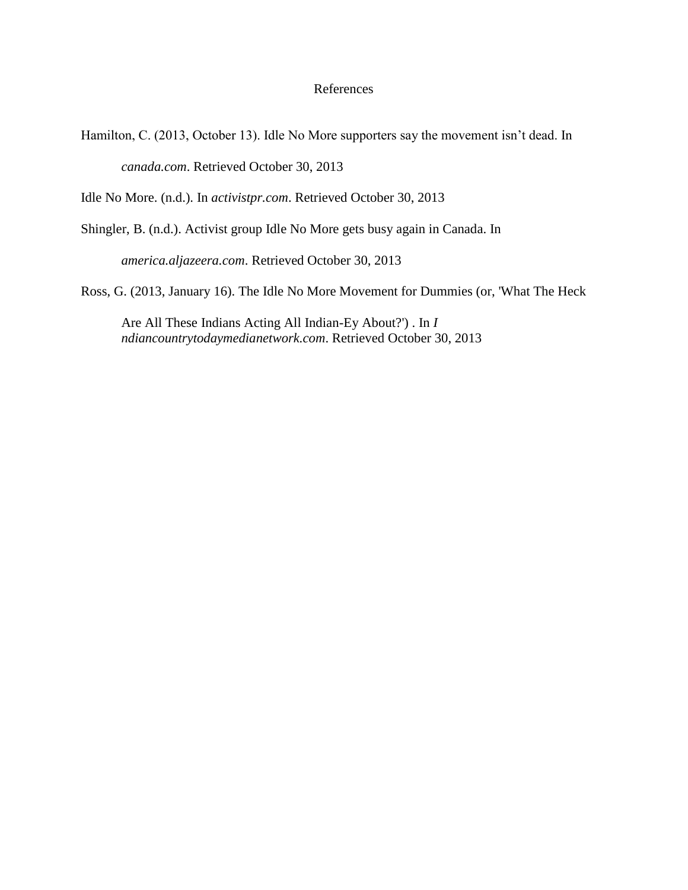# References

Hamilton, C. (2013, October 13). Idle No More supporters say the movement isn't dead. In *canada.com*. Retrieved October 30, 2013

Idle No More. (n.d.). In *activistpr.com*. Retrieved October 30, 2013

Shingler, B. (n.d.). Activist group Idle No More gets busy again in Canada. In *america.aljazeera.com*. Retrieved October 30, 2013

Ross, G. (2013, January 16). The Idle No More Movement for Dummies (or, 'What The Heck Are All These Indians Acting All Indian-Ey About?') . In *I ndiancountrytodaymedianetwork.com*. Retrieved October 30, 2013